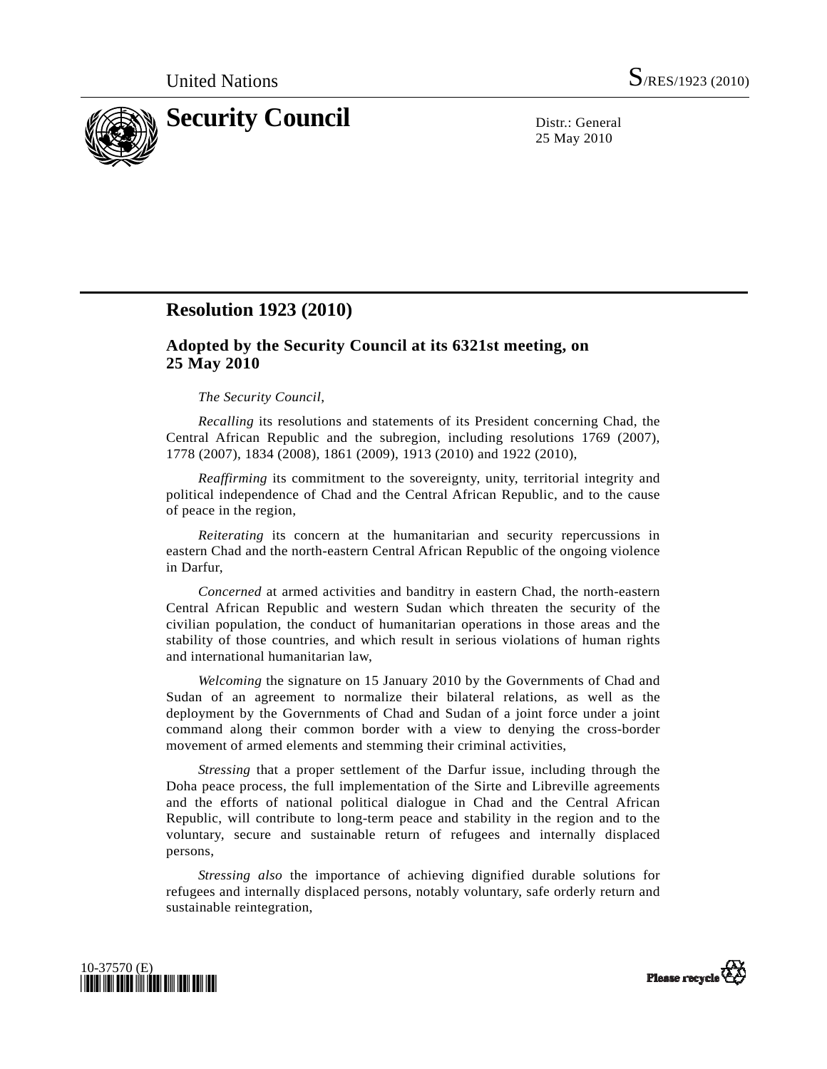United Nations S/RES/1923 (2010)

# Security Council

Distr.: General
25 May 2010

## Resolution 1923 (2010)

### Adopted by the Security Council at its 6321st meeting, on 25 May 2010

*The Security Council*,

*Recalling* its resolutions and statements of its President concerning Chad, the Central African Republic and the subregion, including resolutions 1769 (2007), 1778 (2007), 1834 (2008), 1861 (2009), 1913 (2010) and 1922 (2010),

*Reaffirming* its commitment to the sovereignty, unity, territorial integrity and political independence of Chad and the Central African Republic, and to the cause of peace in the region,

*Reiterating* its concern at the humanitarian and security repercussions in eastern Chad and the north-eastern Central African Republic of the ongoing violence in Darfur,

*Concerned* at armed activities and banditry in eastern Chad, the north-eastern Central African Republic and western Sudan which threaten the security of the civilian population, the conduct of humanitarian operations in those areas and the stability of those countries, and which result in serious violations of human rights and international humanitarian law,

*Welcoming* the signature on 15 January 2010 by the Governments of Chad and Sudan of an agreement to normalize their bilateral relations, as well as the deployment by the Governments of Chad and Sudan of a joint force under a joint command along their common border with a view to denying the cross-border movement of armed elements and stemming their criminal activities,

*Stressing* that a proper settlement of the Darfur issue, including through the Doha peace process, the full implementation of the Sirte and Libreville agreements and the efforts of national political dialogue in Chad and the Central African Republic, will contribute to long-term peace and stability in the region and to the voluntary, secure and sustainable return of refugees and internally displaced persons,

*Stressing also* the importance of achieving dignified durable solutions for refugees and internally displaced persons, notably voluntary, safe orderly return and sustainable reintegration,

10-37570 (E)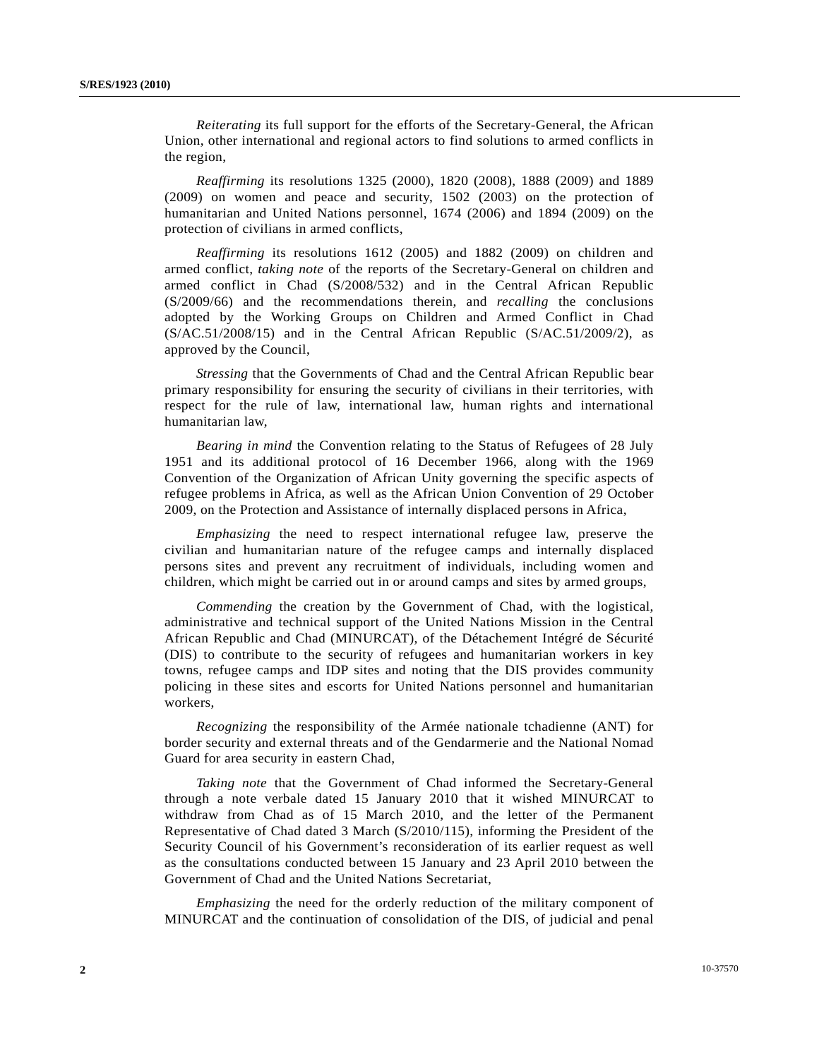*Reiterating* its full support for the efforts of the Secretary-General, the African Union, other international and regional actors to find solutions to armed conflicts in the region,

*Reaffirming* its resolutions 1325 (2000), 1820 (2008), 1888 (2009) and 1889 (2009) on women and peace and security, 1502 (2003) on the protection of humanitarian and United Nations personnel, 1674 (2006) and 1894 (2009) on the protection of civilians in armed conflicts,

*Reaffirming* its resolutions 1612 (2005) and 1882 (2009) on children and armed conflict, *taking note* of the reports of the Secretary-General on children and armed conflict in Chad (S/2008/532) and in the Central African Republic (S/2009/66) and the recommendations therein, and *recalling* the conclusions adopted by the Working Groups on Children and Armed Conflict in Chad (S/AC.51/2008/15) and in the Central African Republic (S/AC.51/2009/2), as approved by the Council,

*Stressing* that the Governments of Chad and the Central African Republic bear primary responsibility for ensuring the security of civilians in their territories, with respect for the rule of law, international law, human rights and international humanitarian law,

*Bearing in mind* the Convention relating to the Status of Refugees of 28 July 1951 and its additional protocol of 16 December 1966, along with the 1969 Convention of the Organization of African Unity governing the specific aspects of refugee problems in Africa, as well as the African Union Convention of 29 October 2009, on the Protection and Assistance of internally displaced persons in Africa,

*Emphasizing* the need to respect international refugee law, preserve the civilian and humanitarian nature of the refugee camps and internally displaced persons sites and prevent any recruitment of individuals, including women and children, which might be carried out in or around camps and sites by armed groups,

*Commending* the creation by the Government of Chad, with the logistical, administrative and technical support of the United Nations Mission in the Central African Republic and Chad (MINURCAT), of the Détachement Intégré de Sécurité (DIS) to contribute to the security of refugees and humanitarian workers in key towns, refugee camps and IDP sites and noting that the DIS provides community policing in these sites and escorts for United Nations personnel and humanitarian workers,

*Recognizing* the responsibility of the Armée nationale tchadienne (ANT) for border security and external threats and of the Gendarmerie and the National Nomad Guard for area security in eastern Chad,

*Taking note* that the Government of Chad informed the Secretary-General through a note verbale dated 15 January 2010 that it wished MINURCAT to withdraw from Chad as of 15 March 2010, and the letter of the Permanent Representative of Chad dated 3 March (S/2010/115), informing the President of the Security Council of his Government's reconsideration of its earlier request as well as the consultations conducted between 15 January and 23 April 2010 between the Government of Chad and the United Nations Secretariat,

*Emphasizing* the need for the orderly reduction of the military component of MINURCAT and the continuation of consolidation of the DIS, of judicial and penal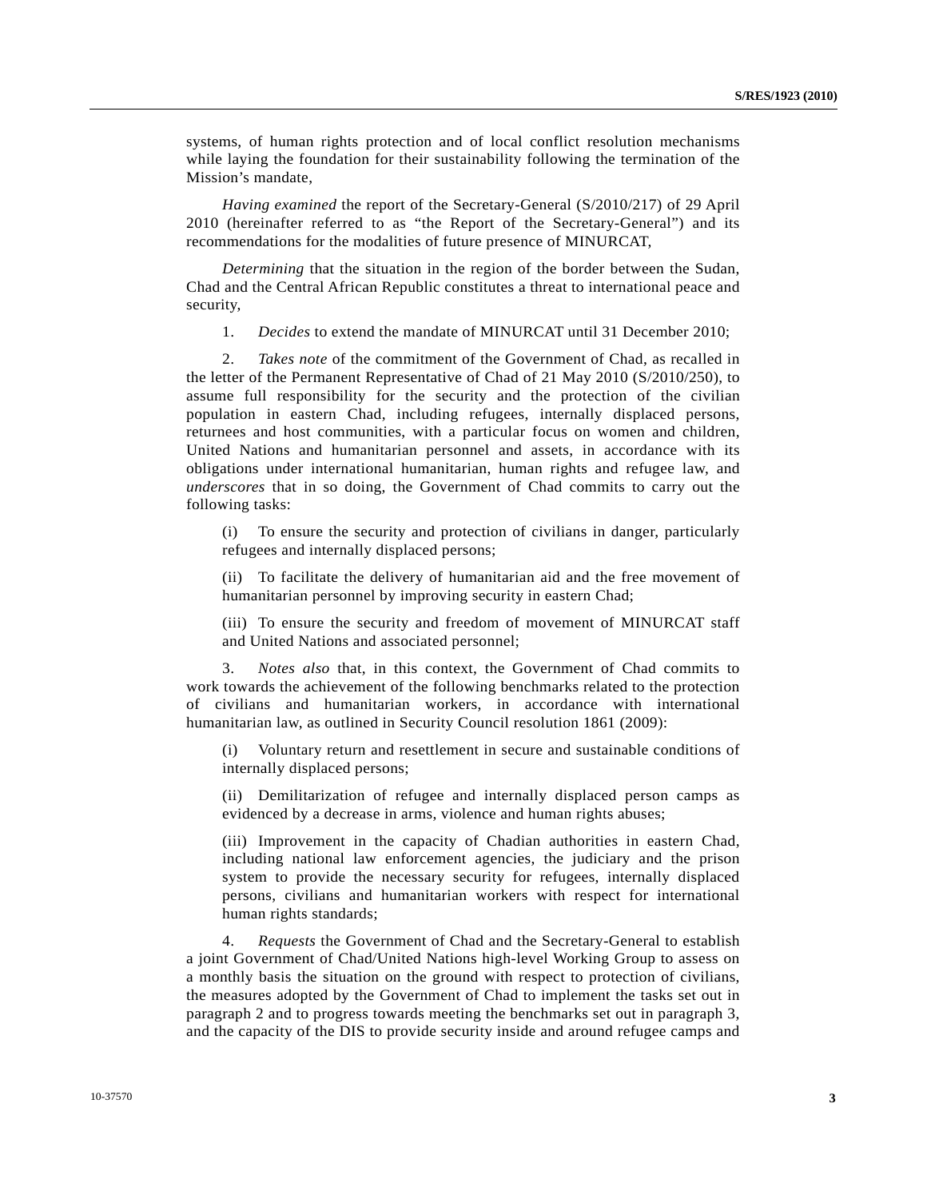systems, of human rights protection and of local conflict resolution mechanisms while laying the foundation for their sustainability following the termination of the Mission's mandate,

*Having examined* the report of the Secretary-General (S/2010/217) of 29 April 2010 (hereinafter referred to as "the Report of the Secretary-General") and its recommendations for the modalities of future presence of MINURCAT,

*Determining* that the situation in the region of the border between the Sudan, Chad and the Central African Republic constitutes a threat to international peace and security,

1. *Decides* to extend the mandate of MINURCAT until 31 December 2010;

2. *Takes note* of the commitment of the Government of Chad, as recalled in the letter of the Permanent Representative of Chad of 21 May 2010 (S/2010/250), to assume full responsibility for the security and the protection of the civilian population in eastern Chad, including refugees, internally displaced persons, returnees and host communities, with a particular focus on women and children, United Nations and humanitarian personnel and assets, in accordance with its obligations under international humanitarian, human rights and refugee law, and *underscores* that in so doing, the Government of Chad commits to carry out the following tasks:

(i) To ensure the security and protection of civilians in danger, particularly refugees and internally displaced persons;

(ii) To facilitate the delivery of humanitarian aid and the free movement of humanitarian personnel by improving security in eastern Chad;

(iii) To ensure the security and freedom of movement of MINURCAT staff and United Nations and associated personnel;

3. *Notes also* that, in this context, the Government of Chad commits to work towards the achievement of the following benchmarks related to the protection of civilians and humanitarian workers, in accordance with international humanitarian law, as outlined in Security Council resolution 1861 (2009):

(i) Voluntary return and resettlement in secure and sustainable conditions of internally displaced persons;

(ii) Demilitarization of refugee and internally displaced person camps as evidenced by a decrease in arms, violence and human rights abuses;

(iii) Improvement in the capacity of Chadian authorities in eastern Chad, including national law enforcement agencies, the judiciary and the prison system to provide the necessary security for refugees, internally displaced persons, civilians and humanitarian workers with respect for international human rights standards;

4. *Requests* the Government of Chad and the Secretary-General to establish a joint Government of Chad/United Nations high-level Working Group to assess on a monthly basis the situation on the ground with respect to protection of civilians, the measures adopted by the Government of Chad to implement the tasks set out in paragraph 2 and to progress towards meeting the benchmarks set out in paragraph 3, and the capacity of the DIS to provide security inside and around refugee camps and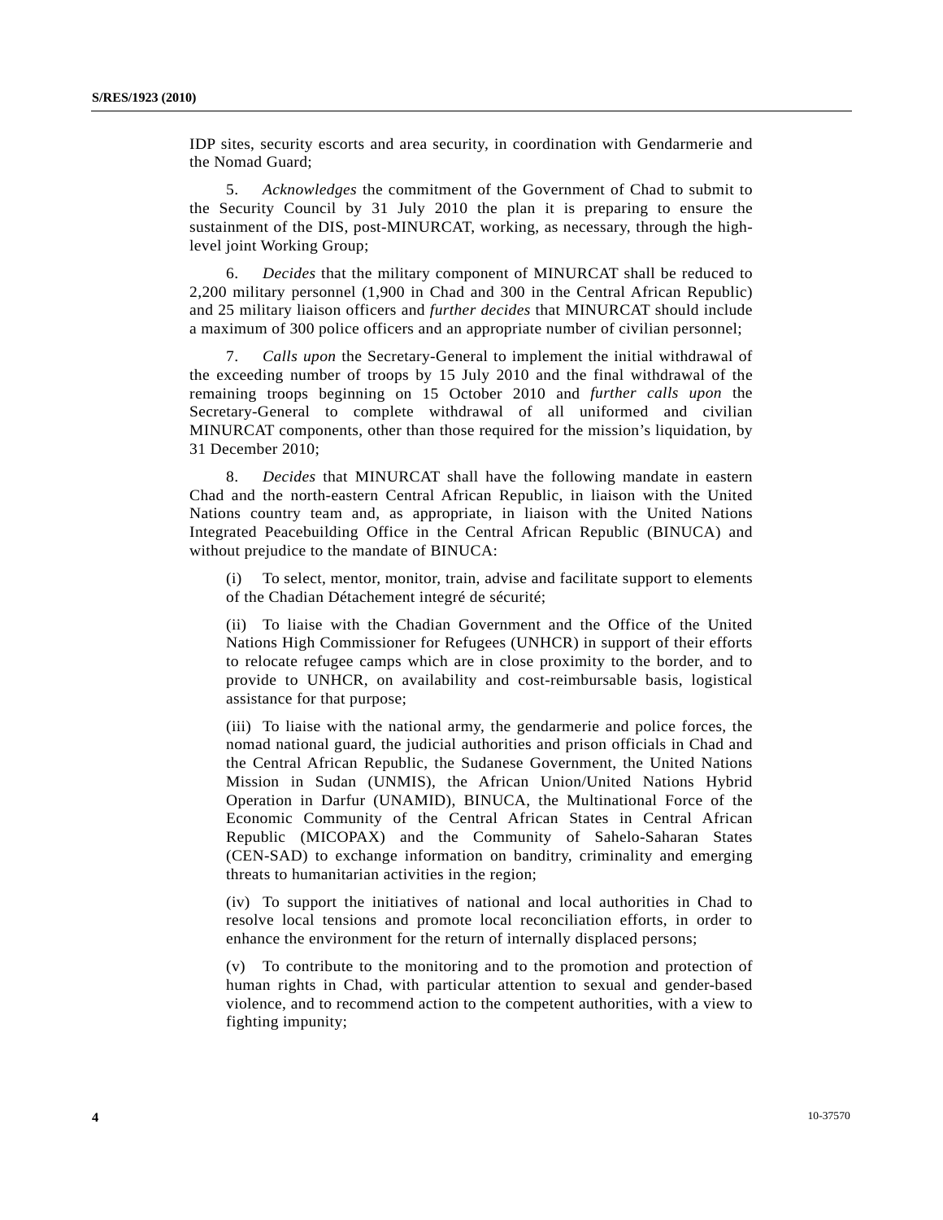IDP sites, security escorts and area security, in coordination with Gendarmerie and the Nomad Guard;

5. *Acknowledges* the commitment of the Government of Chad to submit to the Security Council by 31 July 2010 the plan it is preparing to ensure the sustainment of the DIS, post-MINURCAT, working, as necessary, through the high-level joint Working Group;

6. *Decides* that the military component of MINURCAT shall be reduced to 2,200 military personnel (1,900 in Chad and 300 in the Central African Republic) and 25 military liaison officers and *further decides* that MINURCAT should include a maximum of 300 police officers and an appropriate number of civilian personnel;

7. *Calls upon* the Secretary-General to implement the initial withdrawal of the exceeding number of troops by 15 July 2010 and the final withdrawal of the remaining troops beginning on 15 October 2010 and *further calls upon* the Secretary-General to complete withdrawal of all uniformed and civilian MINURCAT components, other than those required for the mission's liquidation, by 31 December 2010;

8. *Decides* that MINURCAT shall have the following mandate in eastern Chad and the north-eastern Central African Republic, in liaison with the United Nations country team and, as appropriate, in liaison with the United Nations Integrated Peacebuilding Office in the Central African Republic (BINUCA) and without prejudice to the mandate of BINUCA:

(i) To select, mentor, monitor, train, advise and facilitate support to elements of the Chadian Détachement integré de sécurité;

(ii) To liaise with the Chadian Government and the Office of the United Nations High Commissioner for Refugees (UNHCR) in support of their efforts to relocate refugee camps which are in close proximity to the border, and to provide to UNHCR, on availability and cost-reimbursable basis, logistical assistance for that purpose;

(iii) To liaise with the national army, the gendarmerie and police forces, the nomad national guard, the judicial authorities and prison officials in Chad and the Central African Republic, the Sudanese Government, the United Nations Mission in Sudan (UNMIS), the African Union/United Nations Hybrid Operation in Darfur (UNAMID), BINUCA, the Multinational Force of the Economic Community of the Central African States in Central African Republic (MICOPAX) and the Community of Sahelo-Saharan States (CEN-SAD) to exchange information on banditry, criminality and emerging threats to humanitarian activities in the region;

(iv) To support the initiatives of national and local authorities in Chad to resolve local tensions and promote local reconciliation efforts, in order to enhance the environment for the return of internally displaced persons;

(v) To contribute to the monitoring and to the promotion and protection of human rights in Chad, with particular attention to sexual and gender-based violence, and to recommend action to the competent authorities, with a view to fighting impunity;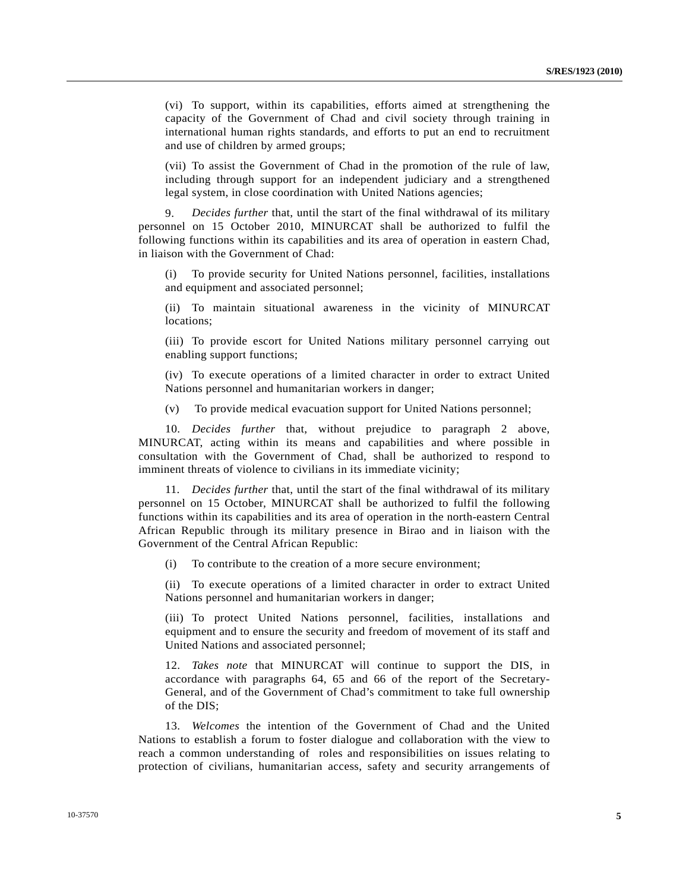(vi) To support, within its capabilities, efforts aimed at strengthening the capacity of the Government of Chad and civil society through training in international human rights standards, and efforts to put an end to recruitment and use of children by armed groups;

(vii) To assist the Government of Chad in the promotion of the rule of law, including through support for an independent judiciary and a strengthened legal system, in close coordination with United Nations agencies;

9. *Decides further* that, until the start of the final withdrawal of its military personnel on 15 October 2010, MINURCAT shall be authorized to fulfil the following functions within its capabilities and its area of operation in eastern Chad, in liaison with the Government of Chad:

(i) To provide security for United Nations personnel, facilities, installations and equipment and associated personnel;

(ii) To maintain situational awareness in the vicinity of MINURCAT locations;

(iii) To provide escort for United Nations military personnel carrying out enabling support functions;

(iv) To execute operations of a limited character in order to extract United Nations personnel and humanitarian workers in danger;

(v) To provide medical evacuation support for United Nations personnel;

10. *Decides further* that, without prejudice to paragraph 2 above, MINURCAT, acting within its means and capabilities and where possible in consultation with the Government of Chad, shall be authorized to respond to imminent threats of violence to civilians in its immediate vicinity;

11. *Decides further* that, until the start of the final withdrawal of its military personnel on 15 October, MINURCAT shall be authorized to fulfil the following functions within its capabilities and its area of operation in the north-eastern Central African Republic through its military presence in Birao and in liaison with the Government of the Central African Republic:

(i) To contribute to the creation of a more secure environment;

(ii) To execute operations of a limited character in order to extract United Nations personnel and humanitarian workers in danger;

(iii) To protect United Nations personnel, facilities, installations and equipment and to ensure the security and freedom of movement of its staff and United Nations and associated personnel;

12. *Takes note* that MINURCAT will continue to support the DIS, in accordance with paragraphs 64, 65 and 66 of the report of the Secretary-General, and of the Government of Chad's commitment to take full ownership of the DIS;

13. *Welcomes* the intention of the Government of Chad and the United Nations to establish a forum to foster dialogue and collaboration with the view to reach a common understanding of roles and responsibilities on issues relating to protection of civilians, humanitarian access, safety and security arrangements of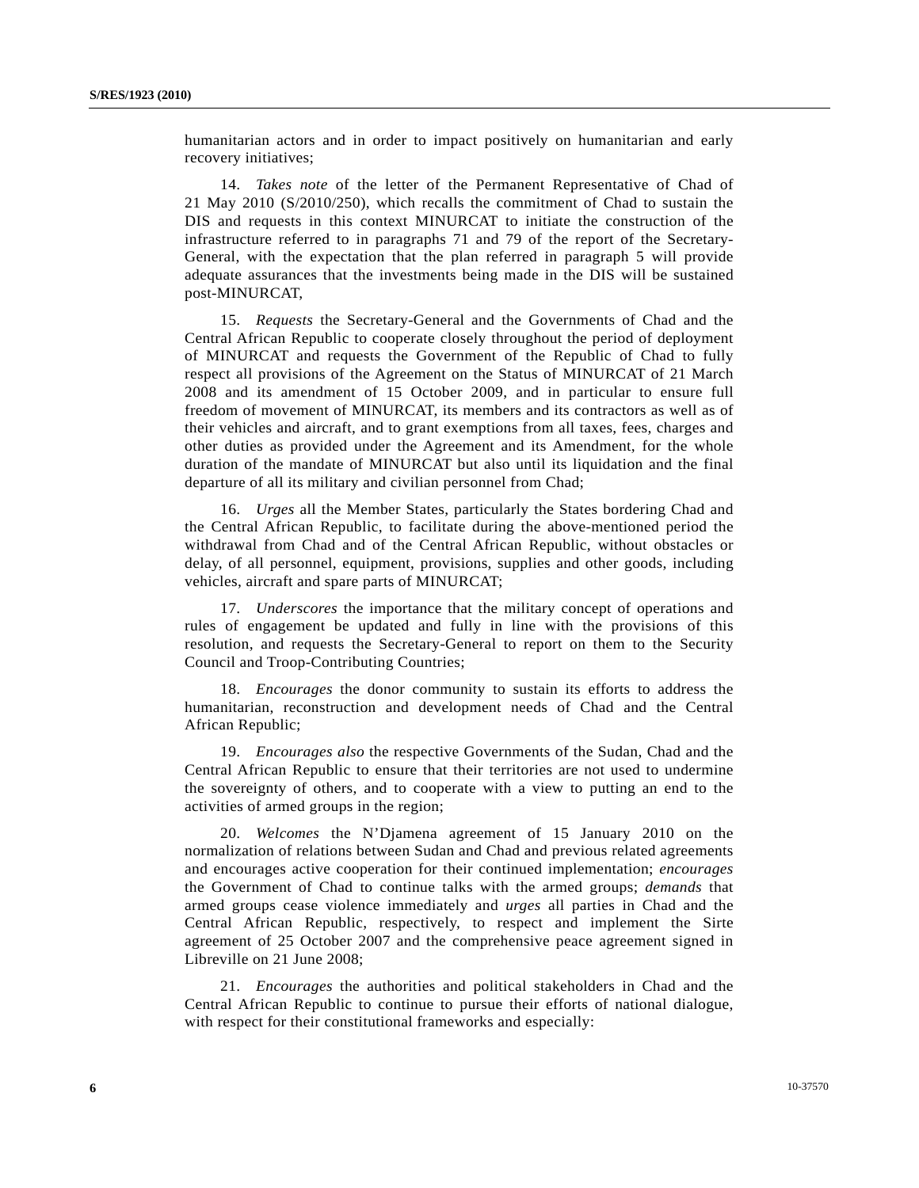humanitarian actors and in order to impact positively on humanitarian and early recovery initiatives;

14. *Takes note* of the letter of the Permanent Representative of Chad of 21 May 2010 (S/2010/250), which recalls the commitment of Chad to sustain the DIS and requests in this context MINURCAT to initiate the construction of the infrastructure referred to in paragraphs 71 and 79 of the report of the Secretary-General, with the expectation that the plan referred in paragraph 5 will provide adequate assurances that the investments being made in the DIS will be sustained post-MINURCAT,

15. *Requests* the Secretary-General and the Governments of Chad and the Central African Republic to cooperate closely throughout the period of deployment of MINURCAT and requests the Government of the Republic of Chad to fully respect all provisions of the Agreement on the Status of MINURCAT of 21 March 2008 and its amendment of 15 October 2009, and in particular to ensure full freedom of movement of MINURCAT, its members and its contractors as well as of their vehicles and aircraft, and to grant exemptions from all taxes, fees, charges and other duties as provided under the Agreement and its Amendment, for the whole duration of the mandate of MINURCAT but also until its liquidation and the final departure of all its military and civilian personnel from Chad;

16. *Urges* all the Member States, particularly the States bordering Chad and the Central African Republic, to facilitate during the above-mentioned period the withdrawal from Chad and of the Central African Republic, without obstacles or delay, of all personnel, equipment, provisions, supplies and other goods, including vehicles, aircraft and spare parts of MINURCAT;

17. *Underscores* the importance that the military concept of operations and rules of engagement be updated and fully in line with the provisions of this resolution, and requests the Secretary-General to report on them to the Security Council and Troop-Contributing Countries;

18. *Encourages* the donor community to sustain its efforts to address the humanitarian, reconstruction and development needs of Chad and the Central African Republic;

19. *Encourages also* the respective Governments of the Sudan, Chad and the Central African Republic to ensure that their territories are not used to undermine the sovereignty of others, and to cooperate with a view to putting an end to the activities of armed groups in the region;

20. *Welcomes* the N'Djamena agreement of 15 January 2010 on the normalization of relations between Sudan and Chad and previous related agreements and encourages active cooperation for their continued implementation; *encourages* the Government of Chad to continue talks with the armed groups; *demands* that armed groups cease violence immediately and *urges* all parties in Chad and the Central African Republic, respectively, to respect and implement the Sirte agreement of 25 October 2007 and the comprehensive peace agreement signed in Libreville on 21 June 2008;

21. *Encourages* the authorities and political stakeholders in Chad and the Central African Republic to continue to pursue their efforts of national dialogue, with respect for their constitutional frameworks and especially: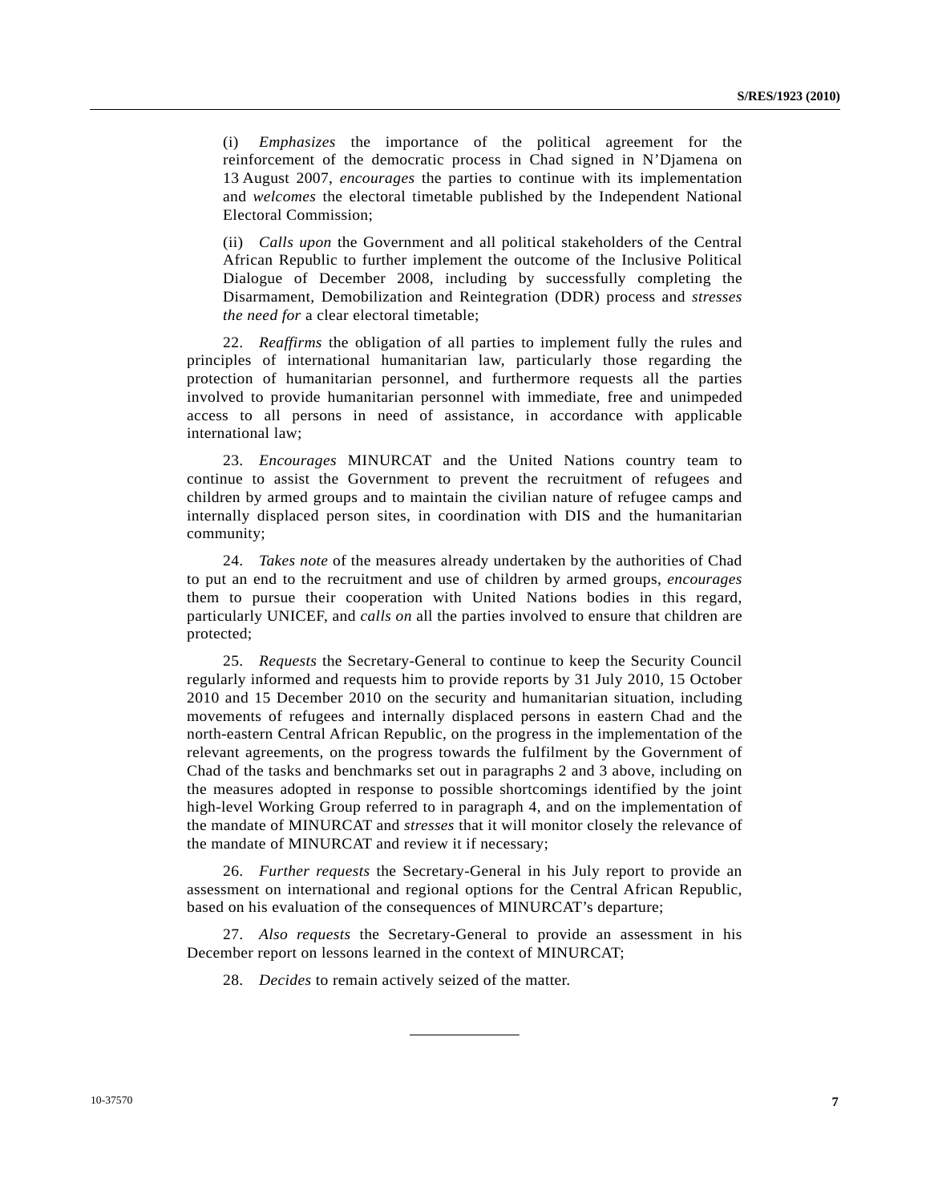(i) *Emphasizes* the importance of the political agreement for the reinforcement of the democratic process in Chad signed in N'Djamena on 13 August 2007, *encourages* the parties to continue with its implementation and *welcomes* the electoral timetable published by the Independent National Electoral Commission;

(ii) *Calls upon* the Government and all political stakeholders of the Central African Republic to further implement the outcome of the Inclusive Political Dialogue of December 2008, including by successfully completing the Disarmament, Demobilization and Reintegration (DDR) process and *stresses the need for* a clear electoral timetable;

22. *Reaffirms* the obligation of all parties to implement fully the rules and principles of international humanitarian law, particularly those regarding the protection of humanitarian personnel, and furthermore requests all the parties involved to provide humanitarian personnel with immediate, free and unimpeded access to all persons in need of assistance, in accordance with applicable international law;

23. *Encourages* MINURCAT and the United Nations country team to continue to assist the Government to prevent the recruitment of refugees and children by armed groups and to maintain the civilian nature of refugee camps and internally displaced person sites, in coordination with DIS and the humanitarian community;

24. *Takes note* of the measures already undertaken by the authorities of Chad to put an end to the recruitment and use of children by armed groups, *encourages* them to pursue their cooperation with United Nations bodies in this regard, particularly UNICEF, and *calls on* all the parties involved to ensure that children are protected;

25. *Requests* the Secretary-General to continue to keep the Security Council regularly informed and requests him to provide reports by 31 July 2010, 15 October 2010 and 15 December 2010 on the security and humanitarian situation, including movements of refugees and internally displaced persons in eastern Chad and the north-eastern Central African Republic, on the progress in the implementation of the relevant agreements, on the progress towards the fulfilment by the Government of Chad of the tasks and benchmarks set out in paragraphs 2 and 3 above, including on the measures adopted in response to possible shortcomings identified by the joint high-level Working Group referred to in paragraph 4, and on the implementation of the mandate of MINURCAT and *stresses* that it will monitor closely the relevance of the mandate of MINURCAT and review it if necessary;

26. *Further requests* the Secretary-General in his July report to provide an assessment on international and regional options for the Central African Republic, based on his evaluation of the consequences of MINURCAT's departure;

27. *Also requests* the Secretary-General to provide an assessment in his December report on lessons learned in the context of MINURCAT;

28. *Decides* to remain actively seized of the matter.